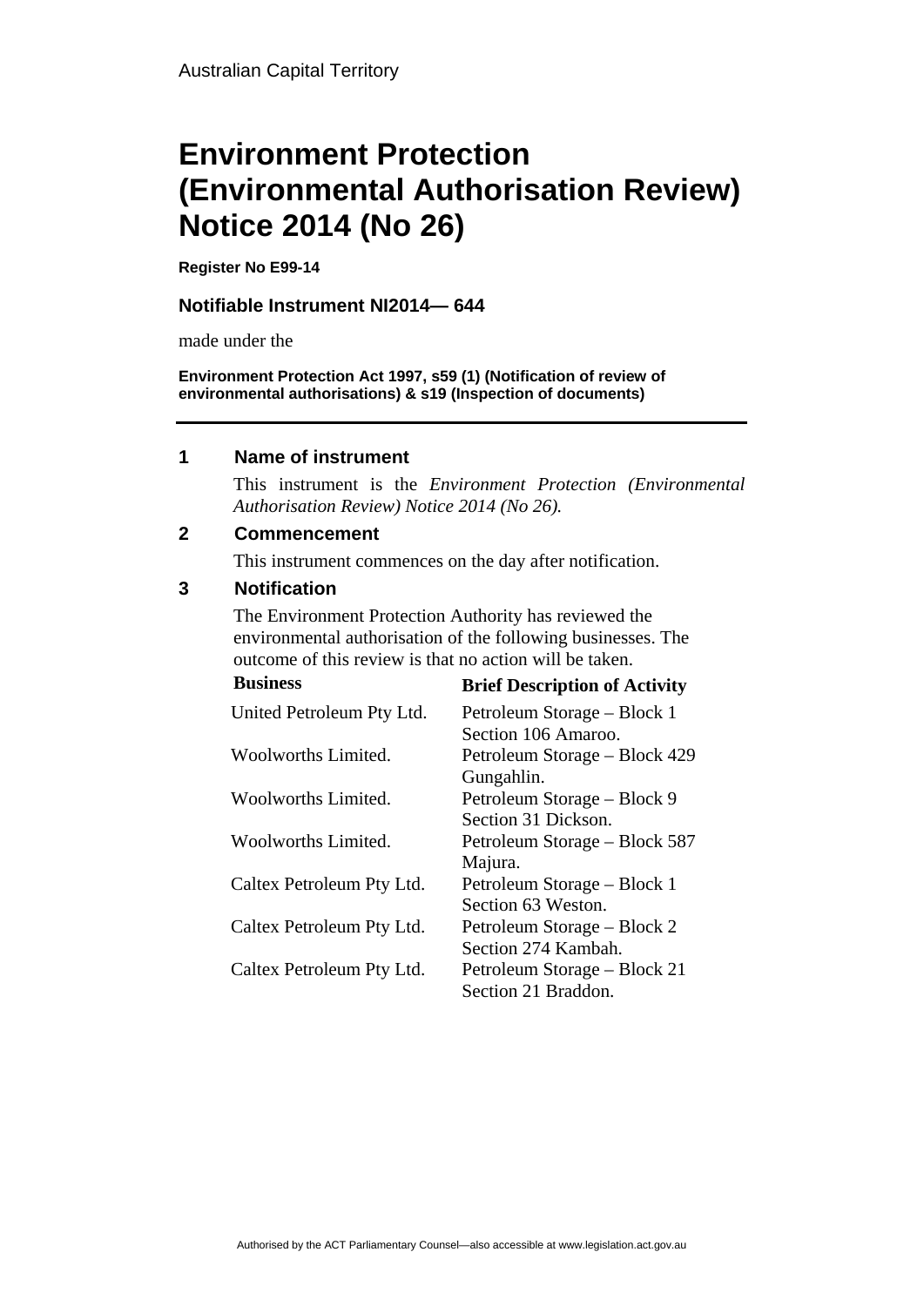Australian Capital Territory

# Environment Protection (Environmental Authorisation Review) Notice 2014 (No 26)

**Register No E99-14**

**Notifiable Instrument NI2014— 644**

made under the

**Environment Protection Act 1997, s59 (1) (Notification of review of environmental authorisations) & s19 (Inspection of documents)**

---

## 1 Name of instrument

This instrument is the *Environment Protection (Environmental Authorisation Review) Notice 2014 (No 26).*

## 2 Commencement

This instrument commences on the day after notification.

## 3 Notification

The Environment Protection Authority has reviewed the environmental authorisation of the following businesses. The outcome of this review is that no action will be taken.

| Business | Brief Description of Activity |
|---|---|
| United Petroleum Pty Ltd. | Petroleum Storage – Block 1 Section 106 Amaroo. |
| Woolworths Limited. | Petroleum Storage – Block 429 Gungahlin. |
| Woolworths Limited. | Petroleum Storage – Block 9 Section 31 Dickson. |
| Woolworths Limited. | Petroleum Storage – Block 587 Majura. |
| Caltex Petroleum Pty Ltd. | Petroleum Storage – Block 1 Section 63 Weston. |
| Caltex Petroleum Pty Ltd. | Petroleum Storage – Block 2 Section 274 Kambah. |
| Caltex Petroleum Pty Ltd. | Petroleum Storage – Block 21 Section 21 Braddon. |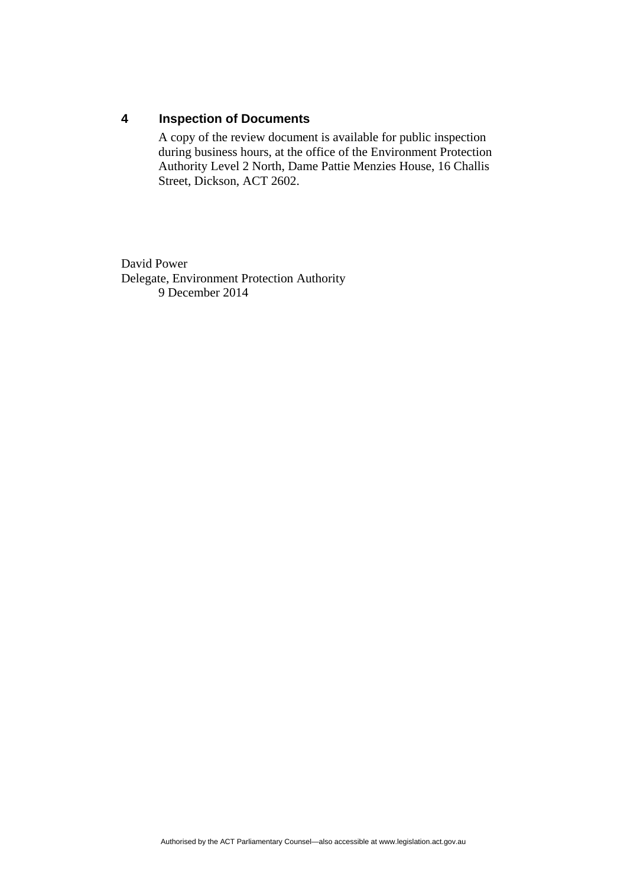## 4 Inspection of Documents

A copy of the review document is available for public inspection during business hours, at the office of the Environment Protection Authority Level 2 North, Dame Pattie Menzies House, 16 Challis Street, Dickson, ACT 2602.

David Power
Delegate, Environment Protection Authority
9 December 2014